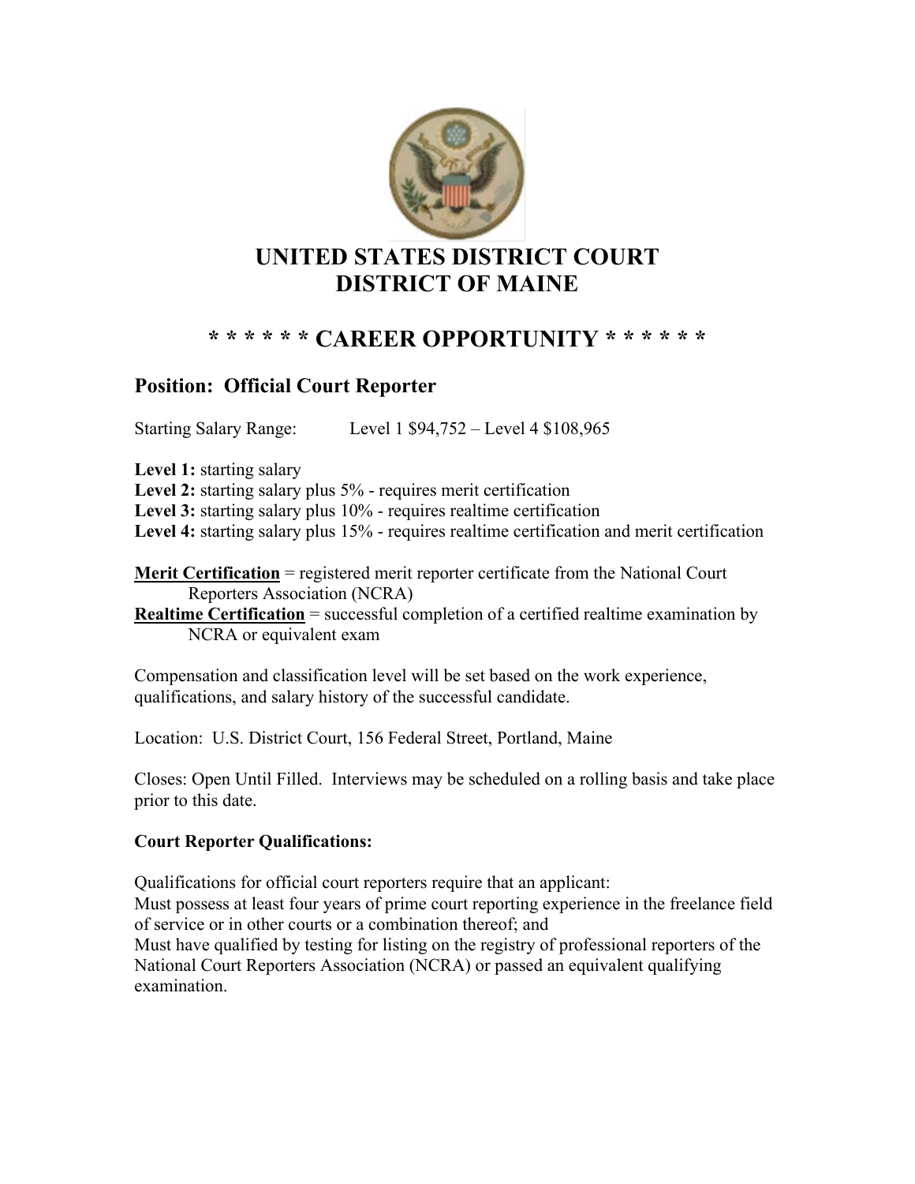# UNITED STATES DISTRICT COURT
# DISTRICT OF MAINE

## * * * * * * CAREER OPPORTUNITY * * * * * *

### Position: Official Court Reporter

Starting Salary Range: Level 1 $94,752 – Level 4 $108,965

**Level 1:** starting salary
**Level 2:** starting salary plus 5% - requires merit certification
**Level 3:** starting salary plus 10% - requires realtime certification
**Level 4:** starting salary plus 15% - requires realtime certification and merit certification

**Merit Certification** = registered merit reporter certificate from the National Court Reporters Association (NCRA)
**Realtime Certification** = successful completion of a certified realtime examination by NCRA or equivalent exam

Compensation and classification level will be set based on the work experience, qualifications, and salary history of the successful candidate.

Location: U.S. District Court, 156 Federal Street, Portland, Maine

Closes: Open Until Filled. Interviews may be scheduled on a rolling basis and take place prior to this date.

**Court Reporter Qualifications:**

Qualifications for official court reporters require that an applicant:
Must possess at least four years of prime court reporting experience in the freelance field of service or in other courts or a combination thereof; and
Must have qualified by testing for listing on the registry of professional reporters of the National Court Reporters Association (NCRA) or passed an equivalent qualifying examination.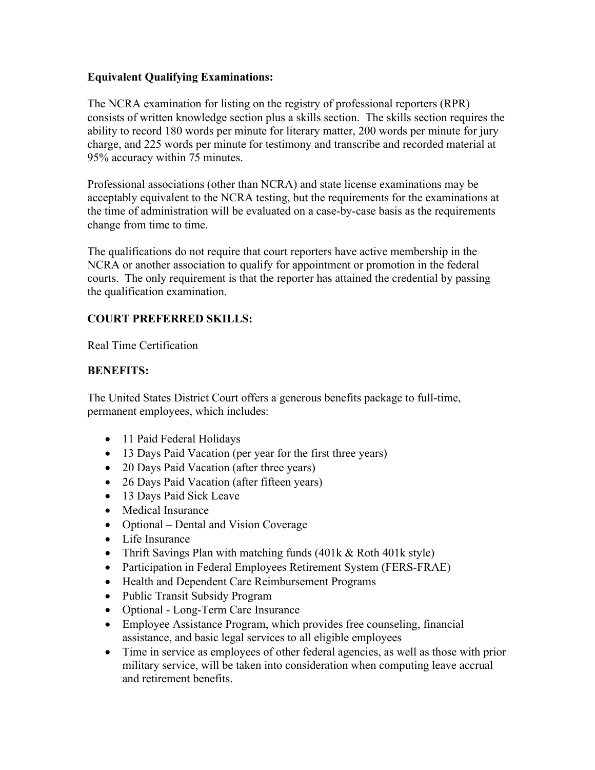**Equivalent Qualifying Examinations:**

The NCRA examination for listing on the registry of professional reporters (RPR) consists of written knowledge section plus a skills section. The skills section requires the ability to record 180 words per minute for literary matter, 200 words per minute for jury charge, and 225 words per minute for testimony and transcribe and recorded material at 95% accuracy within 75 minutes.

Professional associations (other than NCRA) and state license examinations may be acceptably equivalent to the NCRA testing, but the requirements for the examinations at the time of administration will be evaluated on a case-by-case basis as the requirements change from time to time.

The qualifications do not require that court reporters have active membership in the NCRA or another association to qualify for appointment or promotion in the federal courts. The only requirement is that the reporter has attained the credential by passing the qualification examination.

**COURT PREFERRED SKILLS:**

Real Time Certification

**BENEFITS:**

The United States District Court offers a generous benefits package to full-time, permanent employees, which includes:

- 11 Paid Federal Holidays
- 13 Days Paid Vacation (per year for the first three years)
- 20 Days Paid Vacation (after three years)
- 26 Days Paid Vacation (after fifteen years)
- 13 Days Paid Sick Leave
- Medical Insurance
- Optional – Dental and Vision Coverage
- Life Insurance
- Thrift Savings Plan with matching funds (401k & Roth 401k style)
- Participation in Federal Employees Retirement System (FERS-FRAE)
- Health and Dependent Care Reimbursement Programs
- Public Transit Subsidy Program
- Optional - Long-Term Care Insurance
- Employee Assistance Program, which provides free counseling, financial assistance, and basic legal services to all eligible employees
- Time in service as employees of other federal agencies, as well as those with prior military service, will be taken into consideration when computing leave accrual and retirement benefits.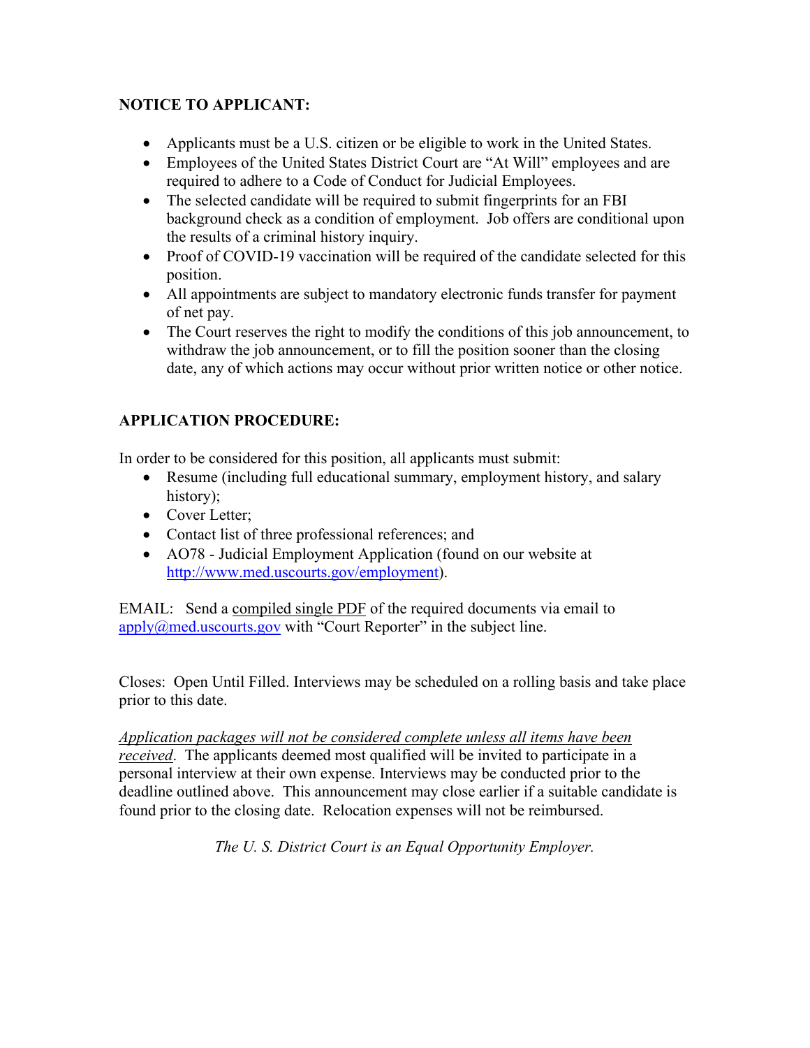**NOTICE TO APPLICANT:**

- Applicants must be a U.S. citizen or be eligible to work in the United States.
- Employees of the United States District Court are "At Will" employees and are required to adhere to a Code of Conduct for Judicial Employees.
- The selected candidate will be required to submit fingerprints for an FBI background check as a condition of employment. Job offers are conditional upon the results of a criminal history inquiry.
- Proof of COVID-19 vaccination will be required of the candidate selected for this position.
- All appointments are subject to mandatory electronic funds transfer for payment of net pay.
- The Court reserves the right to modify the conditions of this job announcement, to withdraw the job announcement, or to fill the position sooner than the closing date, any of which actions may occur without prior written notice or other notice.

**APPLICATION PROCEDURE:**

In order to be considered for this position, all applicants must submit:

- Resume (including full educational summary, employment history, and salary history);
- Cover Letter;
- Contact list of three professional references; and
- AO78 - Judicial Employment Application (found on our website at http://www.med.uscourts.gov/employment).

EMAIL: Send a compiled single PDF of the required documents via email to apply@med.uscourts.gov with "Court Reporter" in the subject line.

Closes: Open Until Filled. Interviews may be scheduled on a rolling basis and take place prior to this date.

*Application packages will not be considered complete unless all items have been received*. The applicants deemed most qualified will be invited to participate in a personal interview at their own expense. Interviews may be conducted prior to the deadline outlined above. This announcement may close earlier if a suitable candidate is found prior to the closing date. Relocation expenses will not be reimbursed.

*The U. S. District Court is an Equal Opportunity Employer.*